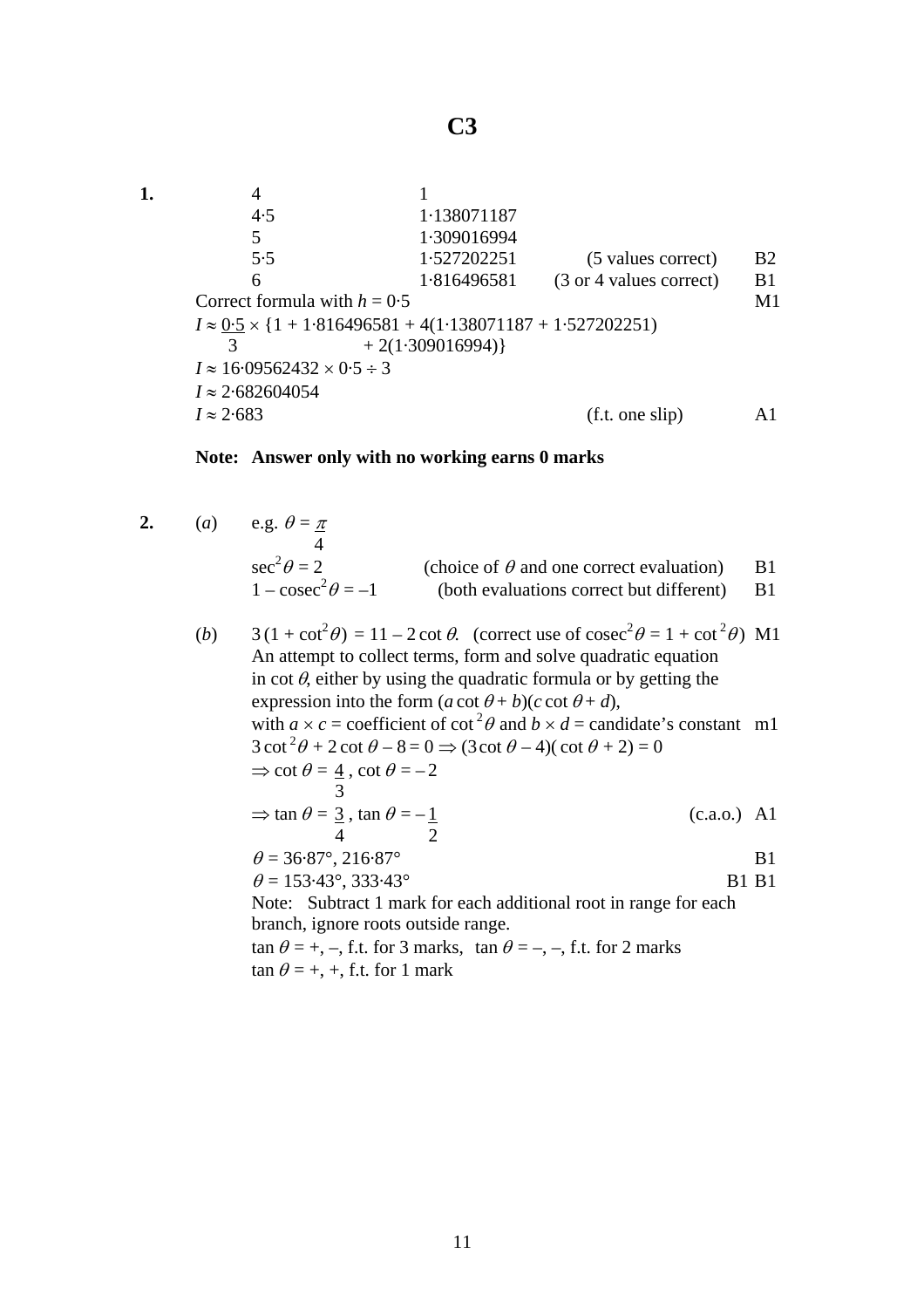# C3

**1.**

| | | | |
|---|---|---|---|
| 4 | 1 | | |
| 4·5 | 1·138071187 | | |
| 5 | 1·309016994 | | |
| 5·5 | 1·527202251 | (5 values correct) | B2 |
| 6 | 1·816496581 | (3 or 4 values correct) | B1 |

Correct formula with $h = 0·5$ M1

$I \approx \frac{0·5}{3} \times \{1 + 1·816496581 + 4(1·138071187 + 1·527202251) + 2(1·309016994)\}$

$I \approx 16·09562432 \times 0·5 \div 3$

$I \approx 2·682604054$

$I \approx 2·683$ (f.t. one slip) A1

**Note: Answer only with no working earns 0 marks**

**2.** (*a*) e.g. $\theta = \frac{\pi}{4}$

$\sec^2\theta = 2$ (choice of $\theta$ and one correct evaluation) B1

$1 - \text{cosec}^2\theta = -1$ (both evaluations correct but different) B1

(*b*) $3(1 + \cot^2\theta) = 11 - 2\cot\theta$. (correct use of $\text{cosec}^2\theta = 1 + \cot^2\theta$) M1

An attempt to collect terms, form and solve quadratic equation in $\cot\theta$, either by using the quadratic formula or by getting the expression into the form $(a\cot\theta + b)(c\cot\theta + d)$, with $a \times c$ = coefficient of $\cot^2\theta$ and $b \times d$ = candidate's constant m1

$3\cot^2\theta + 2\cot\theta - 8 = 0 \Rightarrow (3\cot\theta - 4)(\cot\theta + 2) = 0$

$\Rightarrow \cot\theta = \frac{4}{3}, \cot\theta = -2$

$\Rightarrow \tan\theta = \frac{3}{4}, \tan\theta = -\frac{1}{2}$ (c.a.o.) A1

$\theta = 36·87°, 216·87°$ B1

$\theta = 153·43°, 333·43°$ B1 B1

Note: Subtract 1 mark for each additional root in range for each branch, ignore roots outside range.

$\tan\theta = +, -$, f.t. for 3 marks, $\tan\theta = -, -$, f.t. for 2 marks

$\tan\theta = +, +$, f.t. for 1 mark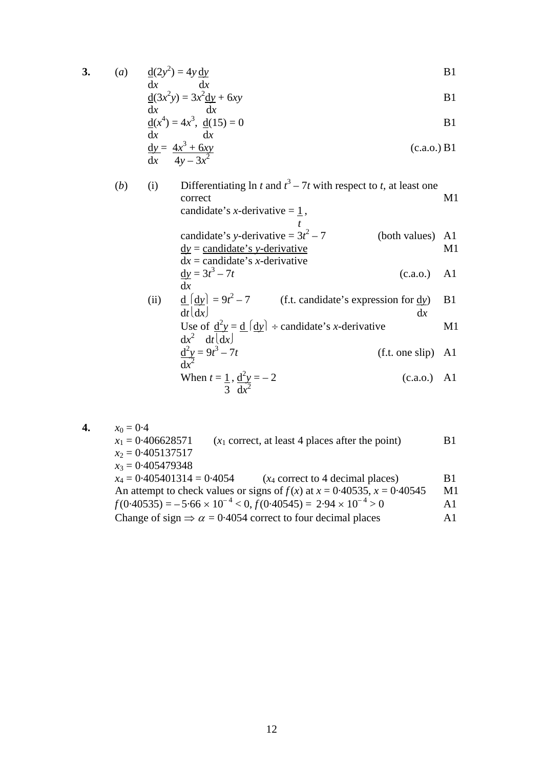**3.** (*a*)

$\frac{d}{dx}(2y^2) = 4y\frac{dy}{dx}$ B1

$\frac{d}{dx}(3x^2y) = 3x^2\frac{dy}{dx} + 6xy$ B1

$\frac{d}{dx}(x^4) = 4x^3$, $\frac{d}{dx}(15) = 0$ B1

$\frac{dy}{dx} = \frac{4x^3 + 6xy}{4y - 3x^2}$ (c.a.o.) B1

(*b*) (i) Differentiating $\ln t$ and $t^3 - 7t$ with respect to $t$, at least one correct M1

candidate's $x$-derivative $= \frac{1}{t}$,

candidate's $y$-derivative $= 3t^2 - 7$ (both values) A1

$\frac{dy}{dx} = \frac{\text{candidate's } y\text{-derivative}}{\text{candidate's } x\text{-derivative}}$ M1

$\frac{dy}{dx} = 3t^3 - 7t$ (c.a.o.) A1

(ii) $\frac{d}{dt}\left(\frac{dy}{dx}\right) = 9t^2 - 7$ (f.t. candidate's expression for $\frac{dy}{dx}$) B1

Use of $\frac{d^2y}{dx^2} = \frac{d}{dt}\left(\frac{dy}{dx}\right) \div$ candidate's $x$-derivative M1

$\frac{d^2y}{dx^2} = 9t^3 - 7t$ (f.t. one slip) A1

When $t = \frac{1}{3}$, $\frac{d^2y}{dx^2} = -2$ (c.a.o.) A1

**4.** $x_0 = 0{\cdot}4$

$x_1 = 0{\cdot}406628571$ ($x_1$ correct, at least 4 places after the point) B1

$x_2 = 0{\cdot}405137517$

$x_3 = 0{\cdot}405479348$

$x_4 = 0{\cdot}405401314 = 0{\cdot}4054$ ($x_4$ correct to 4 decimal places) B1

An attempt to check values or signs of $f(x)$ at $x = 0{\cdot}40535$, $x = 0{\cdot}40545$ M1

$f(0{\cdot}40535) = -5{\cdot}66 \times 10^{-4} < 0$, $f(0{\cdot}40545) = 2{\cdot}94 \times 10^{-4} > 0$ A1

Change of sign $\Rightarrow \alpha = 0{\cdot}4054$ correct to four decimal places A1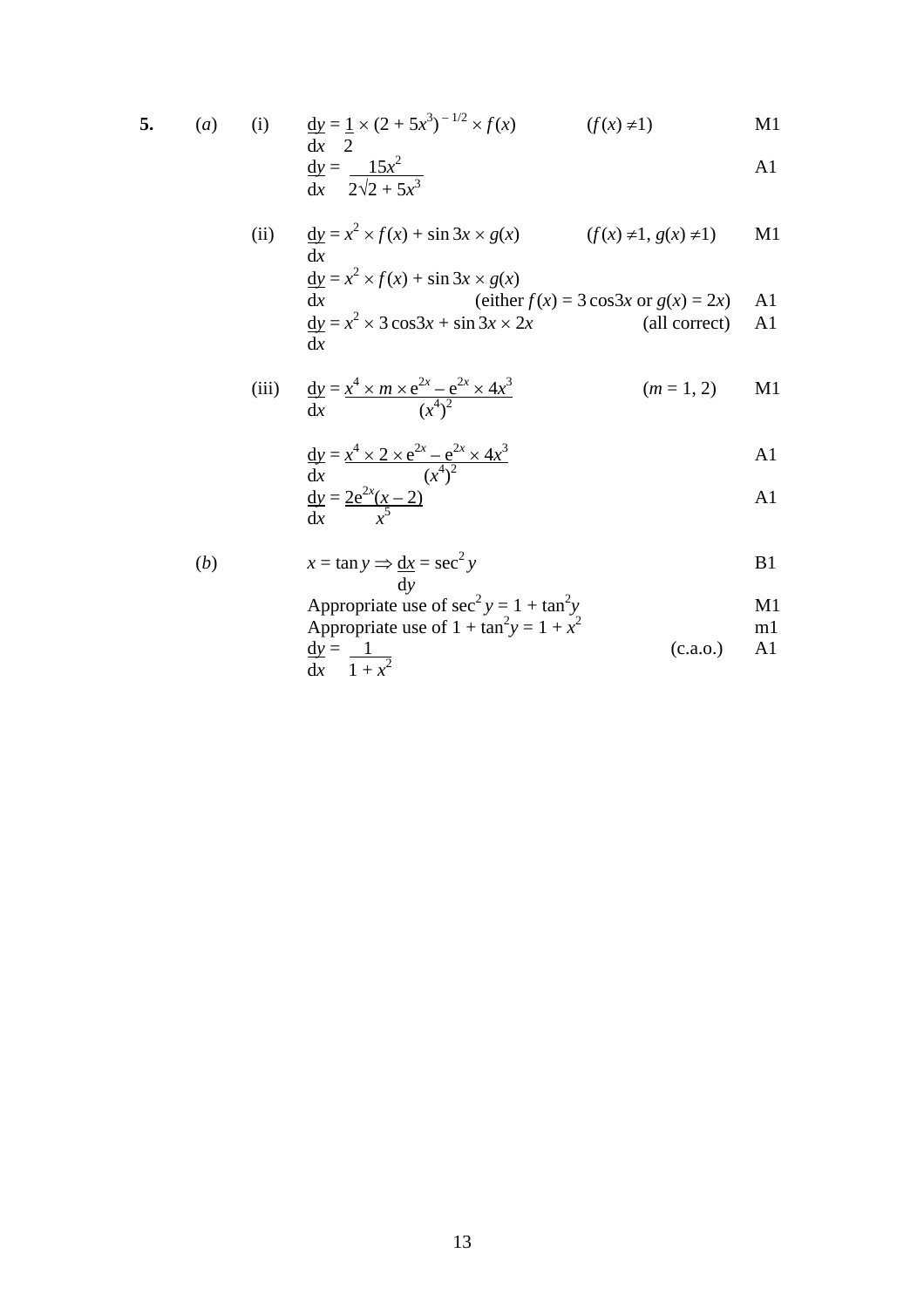**5.** (*a*) (i) $\dfrac{dy}{dx} = \dfrac{1}{2} \times (2 + 5x^3)^{-1/2} \times f(x)$ $(f(x) \neq 1)$ M1

$\dfrac{dy}{dx} = \dfrac{15x^2}{2\sqrt{2 + 5x^3}}$ A1

(ii) $\dfrac{dy}{dx} = x^2 \times f(x) + \sin 3x \times g(x)$ $(f(x) \neq 1, g(x) \neq 1)$ M1

$\dfrac{dy}{dx} = x^2 \times f(x) + \sin 3x \times g(x)$

(either $f(x) = 3\cos 3x$ or $g(x) = 2x$) A1

$\dfrac{dy}{dx} = x^2 \times 3\cos 3x + \sin 3x \times 2x$ (all correct) A1

(iii) $\dfrac{dy}{dx} = \dfrac{x^4 \times m \times e^{2x} - e^{2x} \times 4x^3}{(x^4)^2}$ $(m = 1, 2)$ M1

$\dfrac{dy}{dx} = \dfrac{x^4 \times 2 \times e^{2x} - e^{2x} \times 4x^3}{(x^4)^2}$ A1

$\dfrac{dy}{dx} = \dfrac{2e^{2x}(x - 2)}{x^5}$ A1

(*b*) $x = \tan y \Rightarrow \dfrac{dx}{dy} = \sec^2 y$ B1

Appropriate use of $\sec^2 y = 1 + \tan^2 y$ M1

Appropriate use of $1 + \tan^2 y = 1 + x^2$ m1

$\dfrac{dy}{dx} = \dfrac{1}{1 + x^2}$ (c.a.o.) A1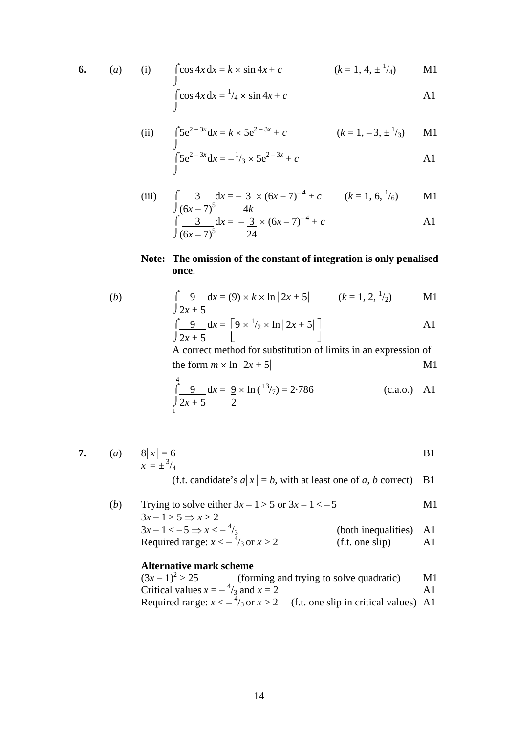**6.** (*a*) (i) $\int \cos 4x \, dx = k \times \sin 4x + c$ ($k = 1, 4, \pm {}^1/_4$) M1

$\int \cos 4x \, dx = {}^1/_4 \times \sin 4x + c$ A1

(ii) $\int 5e^{2-3x} dx = k \times 5e^{2-3x} + c$ ($k = 1, -3, \pm {}^1/_3$) M1

$\int 5e^{2-3x} dx = -{}^1/_3 \times 5e^{2-3x} + c$ A1

(iii) $\int \frac{3}{(6x-7)^5} dx = -\frac{3}{4k} \times (6x-7)^{-4} + c$ ($k = 1, 6, {}^1/_6$) M1

$\int \frac{3}{(6x-7)^5} dx = -\frac{3}{24} \times (6x-7)^{-4} + c$ A1

**Note: The omission of the constant of integration is only penalised once**.

(*b*) $\int \frac{9}{2x+5} dx = (9) \times k \times \ln|2x+5|$ ($k = 1, 2, {}^1/_2$) M1

$\int \frac{9}{2x+5} dx = \left[ 9 \times {}^1/_2 \times \ln|2x+5| \right]$ A1

A correct method for substitution of limits in an expression of the form $m \times \ln|2x+5|$ M1

$\int_1^4 \frac{9}{2x+5} dx = \frac{9}{2} \times \ln({}^{13}/_7) = 2{\cdot}786$ (c.a.o.) A1

**7.** (*a*) $8|x| = 6$ B1

$x = \pm {}^3/_4$

(f.t. candidate's $a|x| = b$, with at least one of $a$, $b$ correct) B1

(*b*) Trying to solve either $3x - 1 > 5$ or $3x - 1 < -5$ M1

$3x - 1 > 5 \Rightarrow x > 2$

$3x - 1 < -5 \Rightarrow x < -{}^4/_3$ (both inequalities) A1

Required range: $x < -{}^4/_3$ or $x > 2$ (f.t. one slip) A1

**Alternative mark scheme**

$(3x-1)^2 > 25$ (forming and trying to solve quadratic) M1

Critical values $x = -{}^4/_3$ and $x = 2$ A1

Required range: $x < -{}^4/_3$ or $x > 2$ (f.t. one slip in critical values) A1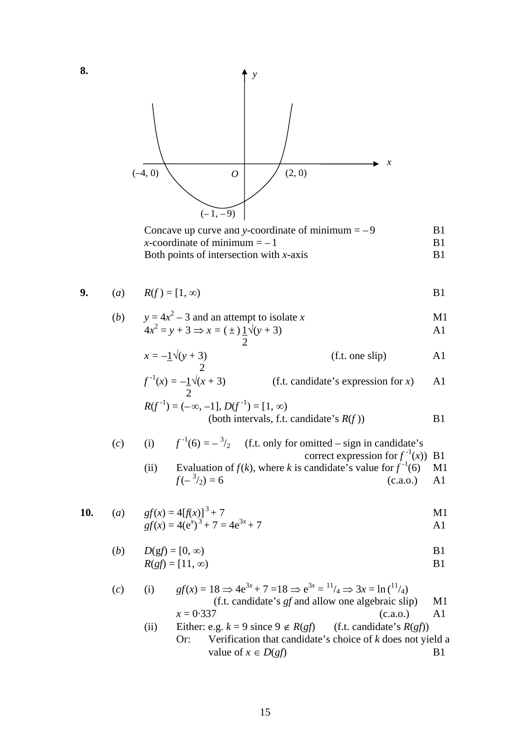**8.**

$y$

$x$

$(-4, 0)$ $O$ $(2, 0)$

$(-1, -9)$

| | |
|---|---|
| Concave up curve and $y$-coordinate of minimum $= -9$ | B1 |
| $x$-coordinate of minimum $= -1$ | B1 |
| Both points of intersection with $x$-axis | B1 |

**9.** (*a*) $R(f) = [1, \infty)$ B1

(*b*) $y = 4x^2 - 3$ and an attempt to isolate $x$ M1

$4x^2 = y + 3 \Rightarrow x = (\pm)\frac{1}{2}\sqrt{(y + 3)}$ A1

$x = -\frac{1}{2}\sqrt{(y + 3)}$ (f.t. one slip) A1

$f^{-1}(x) = -\frac{1}{2}\sqrt{(x + 3)}$ (f.t. candidate's expression for $x$) A1

$R(f^{-1}) = (-\infty, -1]$, $D(f^{-1}) = [1, \infty)$
(both intervals, f.t. candidate's $R(f)$) B1

(*c*) (i) $f^{-1}(6) = -\,^3/_2$ (f.t. only for omitted – sign in candidate's correct expression for $f^{-1}(x)$) B1

(ii) Evaluation of $f(k)$, where $k$ is candidate's value for $f^{-1}(6)$ M1
$f(-\,^3/_2) = 6$ (c.a.o.) A1

**10.** (*a*) $gf(x) = 4[f(x)]^3 + 7$ M1
$gf(x) = 4(e^x)^3 + 7 = 4e^{3x} + 7$ A1

(*b*) $D(gf) = [0, \infty)$ B1
$R(gf) = [11, \infty)$ B1

(*c*) (i) $gf(x) = 18 \Rightarrow 4e^{3x} + 7 = 18 \Rightarrow e^{3x} = \,^{11}/_4 \Rightarrow 3x = \ln(^{11}/_4)$
(f.t. candidate's $gf$ and allow one algebraic slip) M1
$x = 0{\cdot}337$ (c.a.o.) A1

(ii) Either: e.g. $k = 9$ since $9 \notin R(gf)$ (f.t. candidate's $R(gf)$)
Or: Verification that candidate's choice of $k$ does not yield a value of $x \in D(gf)$ B1